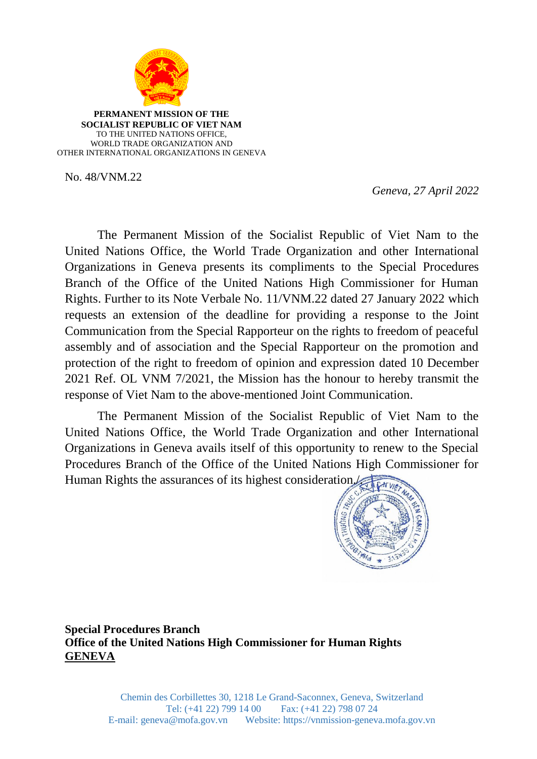**PERMANENT MISSION OF THE**
**SOCIALIST REPUBLIC OF VIET NAM**
TO THE UNITED NATIONS OFFICE,
WORLD TRADE ORGANIZATION AND
OTHER INTERNATIONAL ORGANIZATIONS IN GENEVA

No. 48/VNM.22

*Geneva, 27 April 2022*

The Permanent Mission of the Socialist Republic of Viet Nam to the United Nations Office, the World Trade Organization and other International Organizations in Geneva presents its compliments to the Special Procedures Branch of the Office of the United Nations High Commissioner for Human Rights. Further to its Note Verbale No. 11/VNM.22 dated 27 January 2022 which requests an extension of the deadline for providing a response to the Joint Communication from the Special Rapporteur on the rights to freedom of peaceful assembly and of association and the Special Rapporteur on the promotion and protection of the right to freedom of opinion and expression dated 10 December 2021 Ref. OL VNM 7/2021, the Mission has the honour to hereby transmit the response of Viet Nam to the above-mentioned Joint Communication.

The Permanent Mission of the Socialist Republic of Viet Nam to the United Nations Office, the World Trade Organization and other International Organizations in Geneva avails itself of this opportunity to renew to the Special Procedures Branch of the Office of the United Nations High Commissioner for Human Rights the assurances of its highest consideration./.

**Special Procedures Branch**
**Office of the United Nations High Commissioner for Human Rights**
**<u>GENEVA</u>**

Chemin des Corbillettes 30, 1218 Le Grand-Saconnex, Geneva, Switzerland
Tel: (+41 22) 799 14 00 Fax: (+41 22) 798 07 24
E-mail: geneva@mofa.gov.vn Website: https://vnmission-geneva.mofa.gov.vn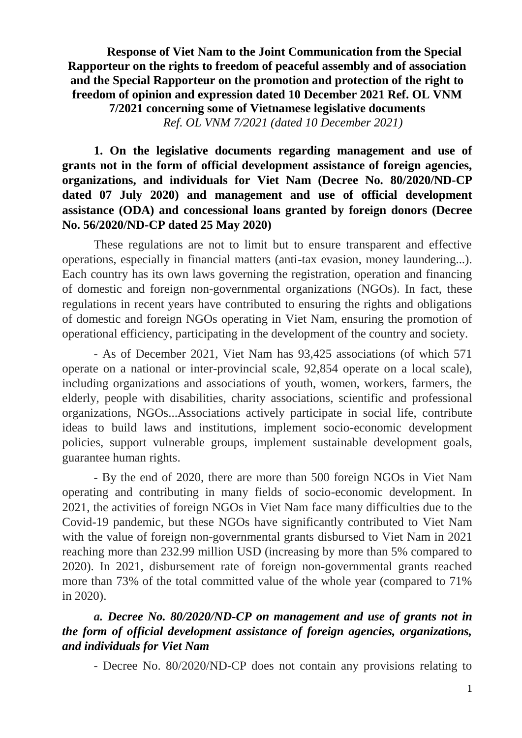**Response of Viet Nam to the Joint Communication from the Special Rapporteur on the rights to freedom of peaceful assembly and of association and the Special Rapporteur on the promotion and protection of the right to freedom of opinion and expression dated 10 December 2021 Ref. OL VNM 7/2021 concerning some of Vietnamese legislative documents**

*Ref. OL VNM 7/2021 (dated 10 December 2021)*

**1. On the legislative documents regarding management and use of grants not in the form of official development assistance of foreign agencies, organizations, and individuals for Viet Nam (Decree No. 80/2020/ND-CP dated 07 July 2020) and management and use of official development assistance (ODA) and concessional loans granted by foreign donors (Decree No. 56/2020/ND-CP dated 25 May 2020)**

These regulations are not to limit but to ensure transparent and effective operations, especially in financial matters (anti-tax evasion, money laundering...). Each country has its own laws governing the registration, operation and financing of domestic and foreign non-governmental organizations (NGOs). In fact, these regulations in recent years have contributed to ensuring the rights and obligations of domestic and foreign NGOs operating in Viet Nam, ensuring the promotion of operational efficiency, participating in the development of the country and society.

- As of December 2021, Viet Nam has 93,425 associations (of which 571 operate on a national or inter-provincial scale, 92,854 operate on a local scale), including organizations and associations of youth, women, workers, farmers, the elderly, people with disabilities, charity associations, scientific and professional organizations, NGOs...Associations actively participate in social life, contribute ideas to build laws and institutions, implement socio-economic development policies, support vulnerable groups, implement sustainable development goals, guarantee human rights.

- By the end of 2020, there are more than 500 foreign NGOs in Viet Nam operating and contributing in many fields of socio-economic development. In 2021, the activities of foreign NGOs in Viet Nam face many difficulties due to the Covid-19 pandemic, but these NGOs have significantly contributed to Viet Nam with the value of foreign non-governmental grants disbursed to Viet Nam in 2021 reaching more than 232.99 million USD (increasing by more than 5% compared to 2020). In 2021, disbursement rate of foreign non-governmental grants reached more than 73% of the total committed value of the whole year (compared to 71% in 2020).

***a. Decree No. 80/2020/ND-CP on management and use of grants not in the form of official development assistance of foreign agencies, organizations, and individuals for Viet Nam***

- Decree No. 80/2020/ND-CP does not contain any provisions relating to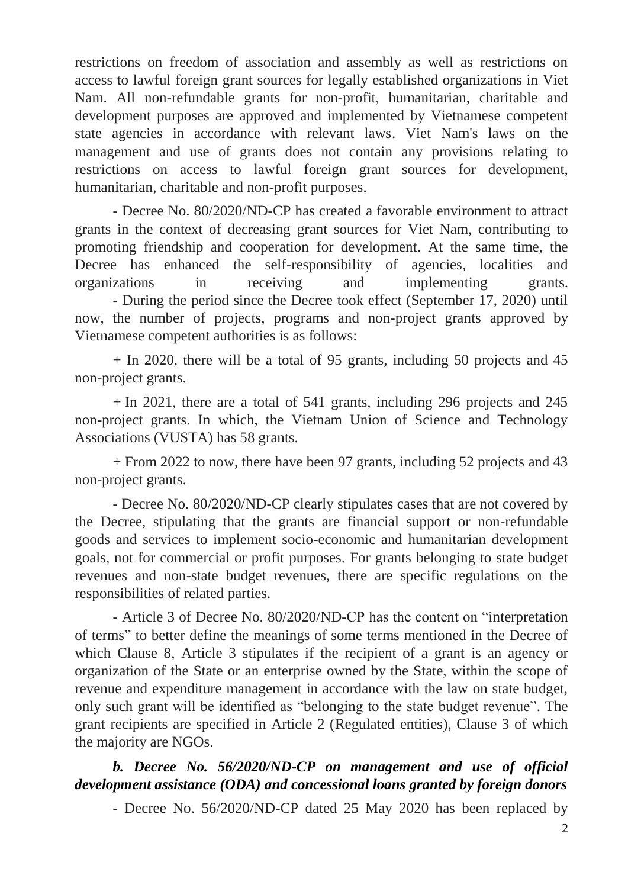restrictions on freedom of association and assembly as well as restrictions on access to lawful foreign grant sources for legally established organizations in Viet Nam. All non-refundable grants for non-profit, humanitarian, charitable and development purposes are approved and implemented by Vietnamese competent state agencies in accordance with relevant laws. Viet Nam's laws on the management and use of grants does not contain any provisions relating to restrictions on access to lawful foreign grant sources for development, humanitarian, charitable and non-profit purposes.

- Decree No. 80/2020/ND-CP has created a favorable environment to attract grants in the context of decreasing grant sources for Viet Nam, contributing to promoting friendship and cooperation for development. At the same time, the Decree has enhanced the self-responsibility of agencies, localities and organizations in receiving and implementing grants.

- During the period since the Decree took effect (September 17, 2020) until now, the number of projects, programs and non-project grants approved by Vietnamese competent authorities is as follows:

+ In 2020, there will be a total of 95 grants, including 50 projects and 45 non-project grants.

+ In 2021, there are a total of 541 grants, including 296 projects and 245 non-project grants. In which, the Vietnam Union of Science and Technology Associations (VUSTA) has 58 grants.

+ From 2022 to now, there have been 97 grants, including 52 projects and 43 non-project grants.

- Decree No. 80/2020/ND-CP clearly stipulates cases that are not covered by the Decree, stipulating that the grants are financial support or non-refundable goods and services to implement socio-economic and humanitarian development goals, not for commercial or profit purposes. For grants belonging to state budget revenues and non-state budget revenues, there are specific regulations on the responsibilities of related parties.

- Article 3 of Decree No. 80/2020/ND-CP has the content on "interpretation of terms" to better define the meanings of some terms mentioned in the Decree of which Clause 8, Article 3 stipulates if the recipient of a grant is an agency or organization of the State or an enterprise owned by the State, within the scope of revenue and expenditure management in accordance with the law on state budget, only such grant will be identified as "belonging to the state budget revenue". The grant recipients are specified in Article 2 (Regulated entities), Clause 3 of which the majority are NGOs.

***b. Decree No. 56/2020/ND-CP on management and use of official development assistance (ODA) and concessional loans granted by foreign donors***

- Decree No. 56/2020/ND-CP dated 25 May 2020 has been replaced by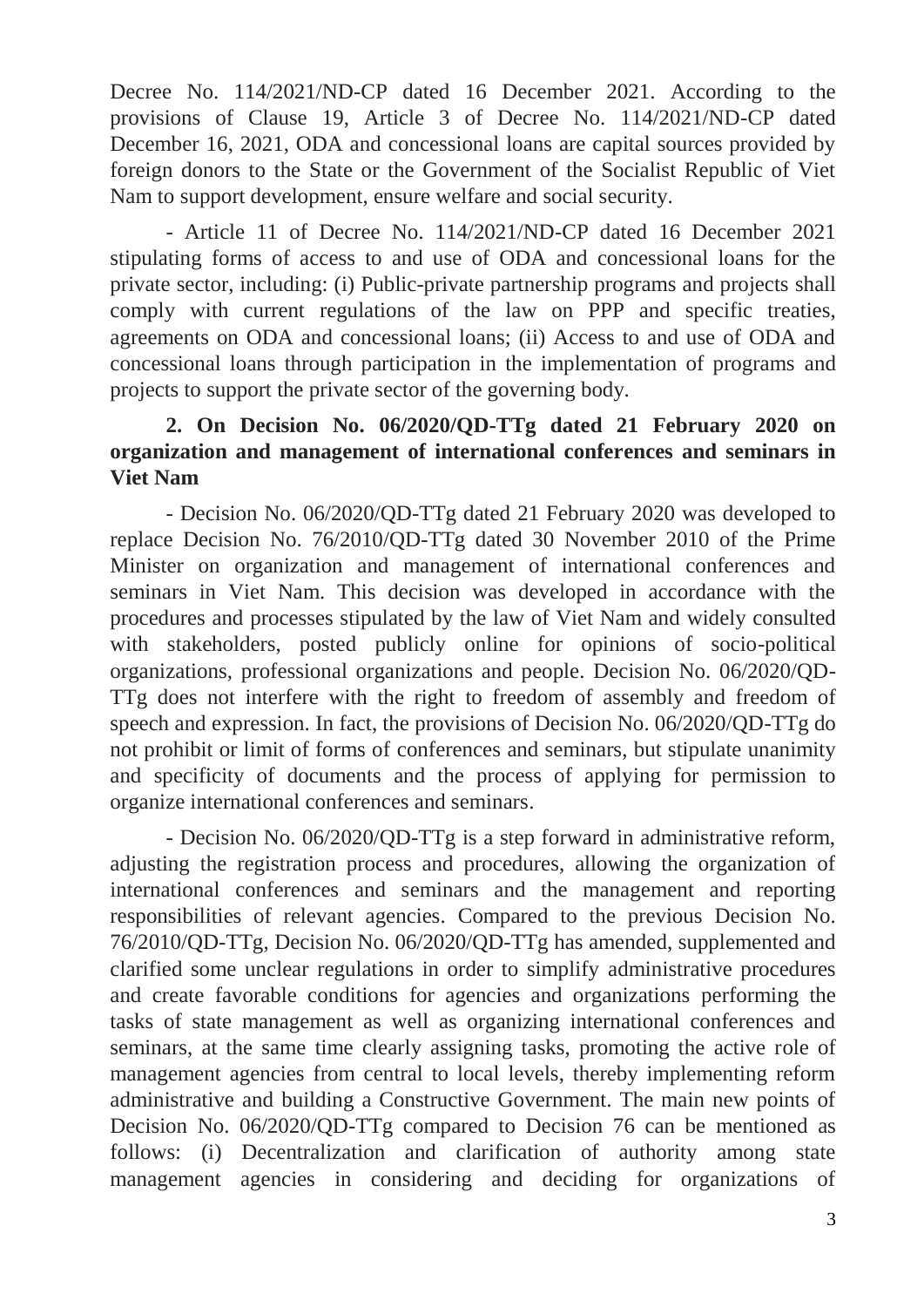Decree No. 114/2021/ND-CP dated 16 December 2021. According to the provisions of Clause 19, Article 3 of Decree No. 114/2021/ND-CP dated December 16, 2021, ODA and concessional loans are capital sources provided by foreign donors to the State or the Government of the Socialist Republic of Viet Nam to support development, ensure welfare and social security.

- Article 11 of Decree No. 114/2021/ND-CP dated 16 December 2021 stipulating forms of access to and use of ODA and concessional loans for the private sector, including: (i) Public-private partnership programs and projects shall comply with current regulations of the law on PPP and specific treaties, agreements on ODA and concessional loans; (ii) Access to and use of ODA and concessional loans through participation in the implementation of programs and projects to support the private sector of the governing body.

**2. On Decision No. 06/2020/QD-TTg dated 21 February 2020 on organization and management of international conferences and seminars in Viet Nam**

- Decision No. 06/2020/QD-TTg dated 21 February 2020 was developed to replace Decision No. 76/2010/QD-TTg dated 30 November 2010 of the Prime Minister on organization and management of international conferences and seminars in Viet Nam. This decision was developed in accordance with the procedures and processes stipulated by the law of Viet Nam and widely consulted with stakeholders, posted publicly online for opinions of socio-political organizations, professional organizations and people. Decision No. 06/2020/QD-TTg does not interfere with the right to freedom of assembly and freedom of speech and expression. In fact, the provisions of Decision No. 06/2020/QD-TTg do not prohibit or limit of forms of conferences and seminars, but stipulate unanimity and specificity of documents and the process of applying for permission to organize international conferences and seminars.

- Decision No. 06/2020/QD-TTg is a step forward in administrative reform, adjusting the registration process and procedures, allowing the organization of international conferences and seminars and the management and reporting responsibilities of relevant agencies. Compared to the previous Decision No. 76/2010/QD-TTg, Decision No. 06/2020/QD-TTg has amended, supplemented and clarified some unclear regulations in order to simplify administrative procedures and create favorable conditions for agencies and organizations performing the tasks of state management as well as organizing international conferences and seminars, at the same time clearly assigning tasks, promoting the active role of management agencies from central to local levels, thereby implementing reform administrative and building a Constructive Government. The main new points of Decision No. 06/2020/QD-TTg compared to Decision 76 can be mentioned as follows: (i) Decentralization and clarification of authority among state management agencies in considering and deciding for organizations of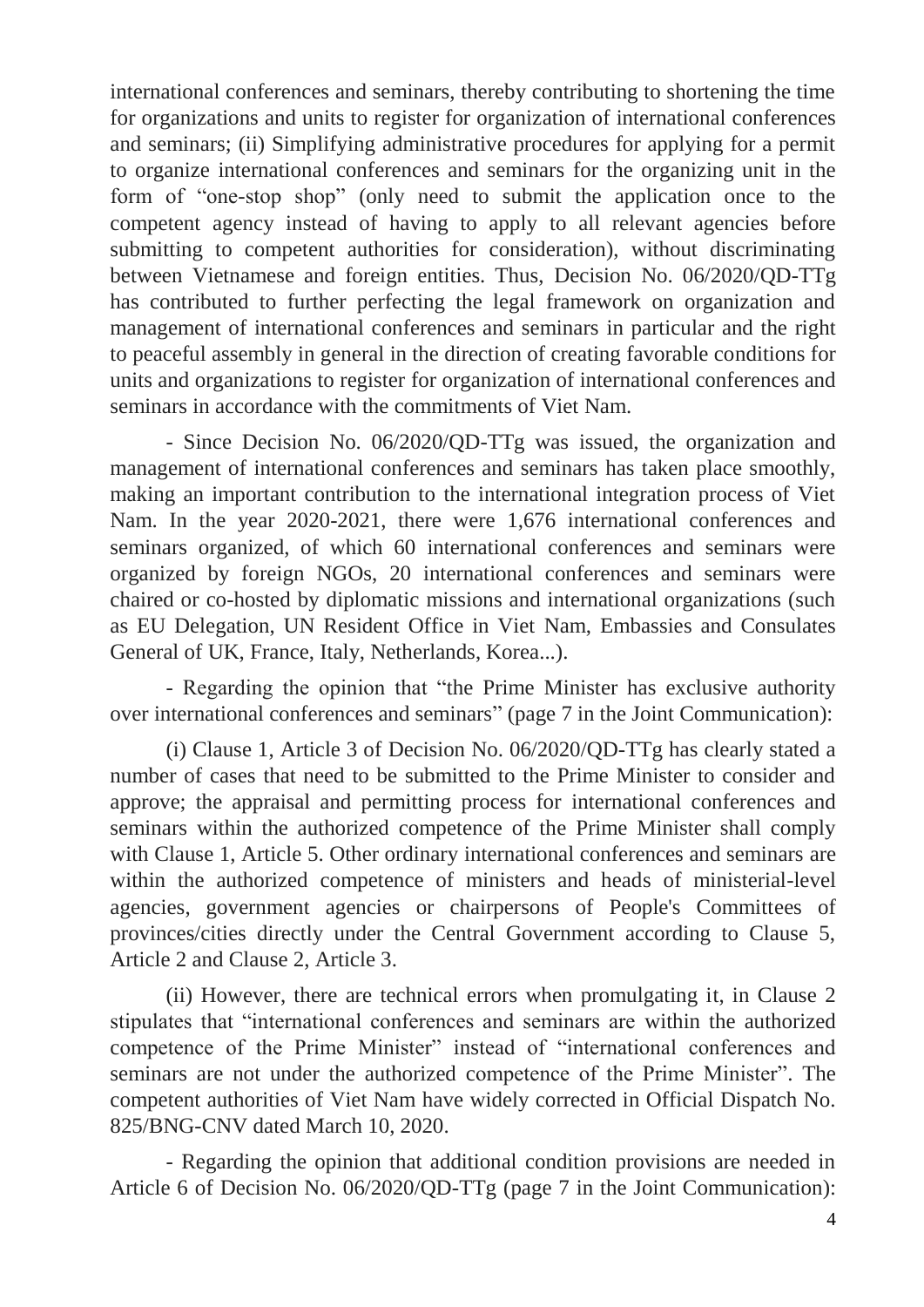international conferences and seminars, thereby contributing to shortening the time for organizations and units to register for organization of international conferences and seminars; (ii) Simplifying administrative procedures for applying for a permit to organize international conferences and seminars for the organizing unit in the form of "one-stop shop" (only need to submit the application once to the competent agency instead of having to apply to all relevant agencies before submitting to competent authorities for consideration), without discriminating between Vietnamese and foreign entities. Thus, Decision No. 06/2020/QD-TTg has contributed to further perfecting the legal framework on organization and management of international conferences and seminars in particular and the right to peaceful assembly in general in the direction of creating favorable conditions for units and organizations to register for organization of international conferences and seminars in accordance with the commitments of Viet Nam.

- Since Decision No. 06/2020/QD-TTg was issued, the organization and management of international conferences and seminars has taken place smoothly, making an important contribution to the international integration process of Viet Nam. In the year 2020-2021, there were 1,676 international conferences and seminars organized, of which 60 international conferences and seminars were organized by foreign NGOs, 20 international conferences and seminars were chaired or co-hosted by diplomatic missions and international organizations (such as EU Delegation, UN Resident Office in Viet Nam, Embassies and Consulates General of UK, France, Italy, Netherlands, Korea...).

- Regarding the opinion that "the Prime Minister has exclusive authority over international conferences and seminars" (page 7 in the Joint Communication):

(i) Clause 1, Article 3 of Decision No. 06/2020/QD-TTg has clearly stated a number of cases that need to be submitted to the Prime Minister to consider and approve; the appraisal and permitting process for international conferences and seminars within the authorized competence of the Prime Minister shall comply with Clause 1, Article 5. Other ordinary international conferences and seminars are within the authorized competence of ministers and heads of ministerial-level agencies, government agencies or chairpersons of People's Committees of provinces/cities directly under the Central Government according to Clause 5, Article 2 and Clause 2, Article 3.

(ii) However, there are technical errors when promulgating it, in Clause 2 stipulates that "international conferences and seminars are within the authorized competence of the Prime Minister" instead of "international conferences and seminars are not under the authorized competence of the Prime Minister". The competent authorities of Viet Nam have widely corrected in Official Dispatch No. 825/BNG-CNV dated March 10, 2020.

- Regarding the opinion that additional condition provisions are needed in Article 6 of Decision No. 06/2020/QD-TTg (page 7 in the Joint Communication):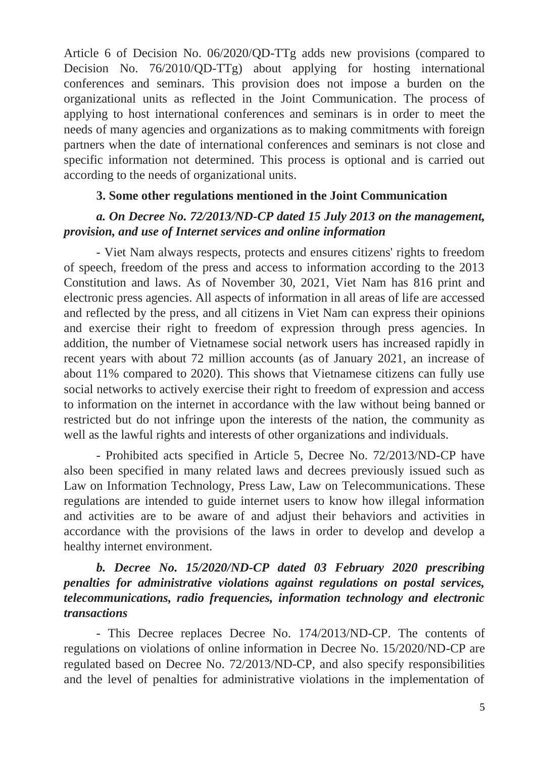Article 6 of Decision No. 06/2020/QD-TTg adds new provisions (compared to Decision No. 76/2010/QD-TTg) about applying for hosting international conferences and seminars. This provision does not impose a burden on the organizational units as reflected in the Joint Communication. The process of applying to host international conferences and seminars is in order to meet the needs of many agencies and organizations as to making commitments with foreign partners when the date of international conferences and seminars is not close and specific information not determined. This process is optional and is carried out according to the needs of organizational units.

**3. Some other regulations mentioned in the Joint Communication**

***a. On Decree No. 72/2013/ND-CP dated 15 July 2013 on the management, provision, and use of Internet services and online information***

- Viet Nam always respects, protects and ensures citizens' rights to freedom of speech, freedom of the press and access to information according to the 2013 Constitution and laws. As of November 30, 2021, Viet Nam has 816 print and electronic press agencies. All aspects of information in all areas of life are accessed and reflected by the press, and all citizens in Viet Nam can express their opinions and exercise their right to freedom of expression through press agencies. In addition, the number of Vietnamese social network users has increased rapidly in recent years with about 72 million accounts (as of January 2021, an increase of about 11% compared to 2020). This shows that Vietnamese citizens can fully use social networks to actively exercise their right to freedom of expression and access to information on the internet in accordance with the law without being banned or restricted but do not infringe upon the interests of the nation, the community as well as the lawful rights and interests of other organizations and individuals.

- Prohibited acts specified in Article 5, Decree No. 72/2013/ND-CP have also been specified in many related laws and decrees previously issued such as Law on Information Technology, Press Law, Law on Telecommunications. These regulations are intended to guide internet users to know how illegal information and activities are to be aware of and adjust their behaviors and activities in accordance with the provisions of the laws in order to develop and develop a healthy internet environment.

***b. Decree No. 15/2020/ND-CP dated 03 February 2020 prescribing penalties for administrative violations against regulations on postal services, telecommunications, radio frequencies, information technology and electronic transactions***

- This Decree replaces Decree No. 174/2013/ND-CP. The contents of regulations on violations of online information in Decree No. 15/2020/ND-CP are regulated based on Decree No. 72/2013/ND-CP, and also specify responsibilities and the level of penalties for administrative violations in the implementation of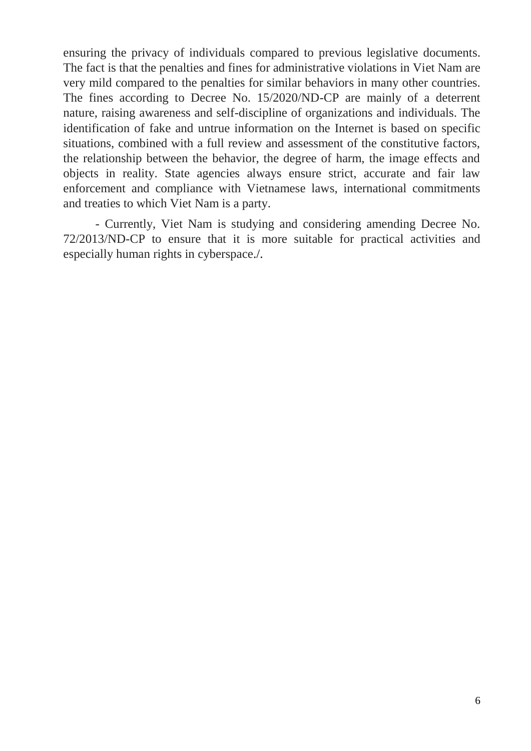ensuring the privacy of individuals compared to previous legislative documents. The fact is that the penalties and fines for administrative violations in Viet Nam are very mild compared to the penalties for similar behaviors in many other countries. The fines according to Decree No. 15/2020/ND-CP are mainly of a deterrent nature, raising awareness and self-discipline of organizations and individuals. The identification of fake and untrue information on the Internet is based on specific situations, combined with a full review and assessment of the constitutive factors, the relationship between the behavior, the degree of harm, the image effects and objects in reality. State agencies always ensure strict, accurate and fair law enforcement and compliance with Vietnamese laws, international commitments and treaties to which Viet Nam is a party.

- Currently, Viet Nam is studying and considering amending Decree No. 72/2013/ND-CP to ensure that it is more suitable for practical activities and especially human rights in cyberspace./.